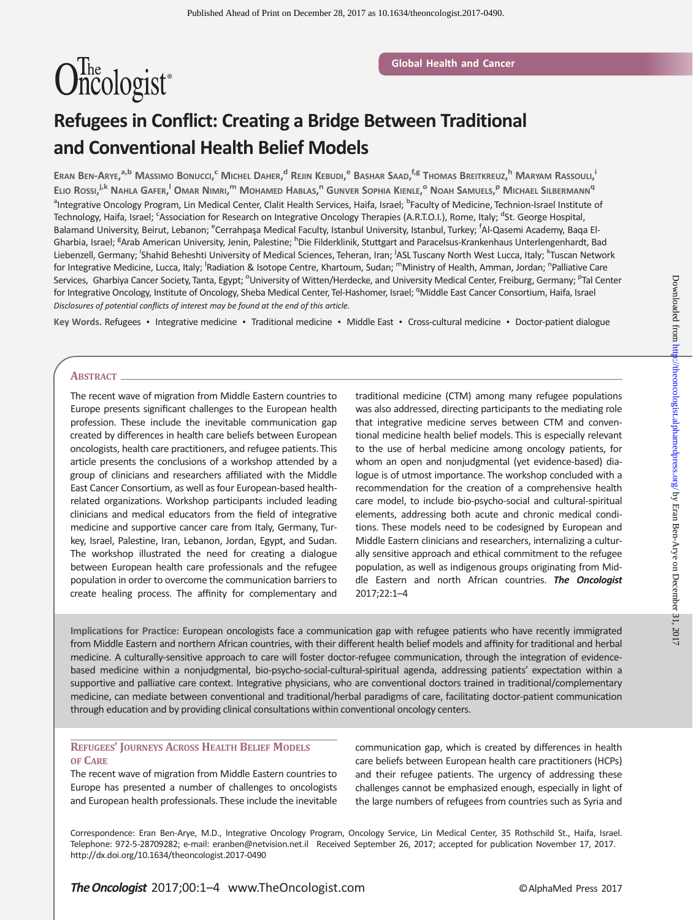Global Health and Cancer

# Refugees in Conflict: Creating a Bridge Between Traditional and Conventional Health Belief Models

Eran Ben-Arye,[a,b] Massimo Bonucci,[c] Michel Daher,[d] Rejin Kebudi,[e] Bashar Saad,[f,g] Thomas Breitkreuz,[h] Maryam Rassouli,[i] Elio Rossi,[j,k] Nahla Gafer,[l] Omar Nimri,[m] Mohamed Hablas,[n] Gunver Sophia Kienle,[o] Noah Samuels,[p] Michael Silbermann[q]

[a]Integrative Oncology Program, Lin Medical Center, Clalit Health Services, Haifa, Israel; [b]Faculty of Medicine, Technion-Israel Institute of Technology, Haifa, Israel; [c]Association for Research on Integrative Oncology Therapies (A.R.T.O.I.), Rome, Italy; [d]St. George Hospital, Balamand University, Beirut, Lebanon; [e]Cerrahpaşa Medical Faculty, Istanbul University, Istanbul, Turkey; [f]Al-Qasemi Academy, Baqa El-Gharbia, Israel; [g]Arab American University, Jenin, Palestine; [h]Die Filderklinik, Stuttgart and Paracelsus-Krankenhaus Unterlengenhardt, Bad Liebenzell, Germany; [i]Shahid Beheshti University of Medical Sciences, Teheran, Iran; [j]ASL Tuscany North West Lucca, Italy; [k]Tuscan Network for Integrative Medicine, Lucca, Italy; [l]Radiation & Isotope Centre, Khartoum, Sudan; [m]Ministry of Health, Amman, Jordan; [n]Palliative Care Services, Gharbiya Cancer Society, Tanta, Egypt; [o]University of Witten/Herdecke, and University Medical Center, Freiburg, Germany; [p]Tal Center for Integrative Oncology, Institute of Oncology, Sheba Medical Center, Tel-Hashomer, Israel; [q]Middle East Cancer Consortium, Haifa, Israel

*Disclosures of potential conflicts of interest may be found at the end of this article.*

**Key Words.** Refugees • Integrative medicine • Traditional medicine • Middle East • Cross-cultural medicine • Doctor-patient dialogue

## Abstract

The recent wave of migration from Middle Eastern countries to Europe presents significant challenges to the European health profession. These include the inevitable communication gap created by differences in health care beliefs between European oncologists, health care practitioners, and refugee patients. This article presents the conclusions of a workshop attended by a group of clinicians and researchers affiliated with the Middle East Cancer Consortium, as well as four European-based health-related organizations. Workshop participants included leading clinicians and medical educators from the field of integrative medicine and supportive cancer care from Italy, Germany, Turkey, Israel, Palestine, Iran, Lebanon, Jordan, Egypt, and Sudan. The workshop illustrated the need for creating a dialogue between European health care professionals and the refugee population in order to overcome the communication barriers to create healing process. The affinity for complementary and traditional medicine (CTM) among many refugee populations was also addressed, directing participants to the mediating role that integrative medicine serves between CTM and conventional medicine health belief models. This is especially relevant to the use of herbal medicine among oncology patients, for whom an open and nonjudgmental (yet evidence-based) dialogue is of utmost importance. The workshop concluded with a recommendation for the creation of a comprehensive health care model, to include bio-psycho-social and cultural-spiritual elements, addressing both acute and chronic medical conditions. These models need to be codesigned by European and Middle Eastern clinicians and researchers, internalizing a culturally sensitive approach and ethical commitment to the refugee population, as well as indigenous groups originating from Middle Eastern and north African countries. ***The Oncologist*** 2017;22:1–4

**Implications for Practice:** European oncologists face a communication gap with refugee patients who have recently immigrated from Middle Eastern and northern African countries, with their different health belief models and affinity for traditional and herbal medicine. A culturally-sensitive approach to care will foster doctor-refugee communication, through the integration of evidence-based medicine within a nonjudgmental, bio-psycho-social-cultural-spiritual agenda, addressing patients' expectation within a supportive and palliative care context. Integrative physicians, who are conventional doctors trained in traditional/complementary medicine, can mediate between conventional and traditional/herbal paradigms of care, facilitating doctor-patient communication through education and by providing clinical consultations within conventional oncology centers.

## Refugees' Journeys Across Health Belief Models of Care

The recent wave of migration from Middle Eastern countries to Europe has presented a number of challenges to oncologists and European health professionals. These include the inevitable communication gap, which is created by differences in health care beliefs between European health care practitioners (HCPs) and their refugee patients. The urgency of addressing these challenges cannot be emphasized enough, especially in light of the large numbers of refugees from countries such as Syria and

Correspondence: Eran Ben-Arye, M.D., Integrative Oncology Program, Oncology Service, Lin Medical Center, 35 Rothschild St., Haifa, Israel. Telephone: 972-5-28709282; e-mail: eranben@netvision.net.il Received September 26, 2017; accepted for publication November 17, 2017. http://dx.doi.org/10.1634/theoncologist.2017-0490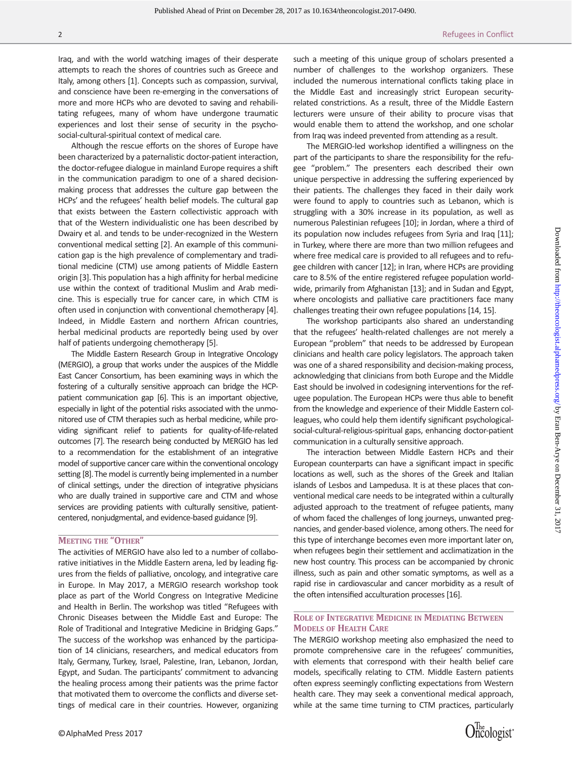Iraq, and with the world watching images of their desperate attempts to reach the shores of countries such as Greece and Italy, among others [1]. Concepts such as compassion, survival, and conscience have been re-emerging in the conversations of more and more HCPs who are devoted to saving and rehabilitating refugees, many of whom have undergone traumatic experiences and lost their sense of security in the psycho-social-cultural-spiritual context of medical care.

Although the rescue efforts on the shores of Europe have been characterized by a paternalistic doctor-patient interaction, the doctor-refugee dialogue in mainland Europe requires a shift in the communication paradigm to one of a shared decision-making process that addresses the culture gap between the HCPs' and the refugees' health belief models. The cultural gap that exists between the Eastern collectivistic approach with that of the Western individualistic one has been described by Dwairy et al. and tends to be under-recognized in the Western conventional medical setting [2]. An example of this communication gap is the high prevalence of complementary and traditional medicine (CTM) use among patients of Middle Eastern origin [3]. This population has a high affinity for herbal medicine use within the context of traditional Muslim and Arab medicine. This is especially true for cancer care, in which CTM is often used in conjunction with conventional chemotherapy [4]. Indeed, in Middle Eastern and northern African countries, herbal medicinal products are reportedly being used by over half of patients undergoing chemotherapy [5].

The Middle Eastern Research Group in Integrative Oncology (MERGIO), a group that works under the auspices of the Middle East Cancer Consortium, has been examining ways in which the fostering of a culturally sensitive approach can bridge the HCP-patient communication gap [6]. This is an important objective, especially in light of the potential risks associated with the unmonitored use of CTM therapies such as herbal medicine, while providing significant relief to patients for quality-of-life-related outcomes [7]. The research being conducted by MERGIO has led to a recommendation for the establishment of an integrative model of supportive cancer care within the conventional oncology setting [8]. The model is currently being implemented in a number of clinical settings, under the direction of integrative physicians who are dually trained in supportive care and CTM and whose services are providing patients with culturally sensitive, patient-centered, nonjudgmental, and evidence-based guidance [9].

## Meeting the "Other"

The activities of MERGIO have also led to a number of collaborative initiatives in the Middle Eastern arena, led by leading figures from the fields of palliative, oncology, and integrative care in Europe. In May 2017, a MERGIO research workshop took place as part of the World Congress on Integrative Medicine and Health in Berlin. The workshop was titled "Refugees with Chronic Diseases between the Middle East and Europe: The Role of Traditional and Integrative Medicine in Bridging Gaps." The success of the workshop was enhanced by the participation of 14 clinicians, researchers, and medical educators from Italy, Germany, Turkey, Israel, Palestine, Iran, Lebanon, Jordan, Egypt, and Sudan. The participants' commitment to advancing the healing process among their patients was the prime factor that motivated them to overcome the conflicts and diverse settings of medical care in their countries. However, organizing such a meeting of this unique group of scholars presented a number of challenges to the workshop organizers. These included the numerous international conflicts taking place in the Middle East and increasingly strict European security-related constrictions. As a result, three of the Middle Eastern lecturers were unsure of their ability to procure visas that would enable them to attend the workshop, and one scholar from Iraq was indeed prevented from attending as a result.

The MERGIO-led workshop identified a willingness on the part of the participants to share the responsibility for the refugee "problem." The presenters each described their own unique perspective in addressing the suffering experienced by their patients. The challenges they faced in their daily work were found to apply to countries such as Lebanon, which is struggling with a 30% increase in its population, as well as numerous Palestinian refugees [10]; in Jordan, where a third of its population now includes refugees from Syria and Iraq [11]; in Turkey, where there are more than two million refugees and where free medical care is provided to all refugees and to refugee children with cancer [12]; in Iran, where HCPs are providing care to 8.5% of the entire registered refugee population worldwide, primarily from Afghanistan [13]; and in Sudan and Egypt, where oncologists and palliative care practitioners face many challenges treating their own refugee populations [14, 15].

The workshop participants also shared an understanding that the refugees' health-related challenges are not merely a European "problem" that needs to be addressed by European clinicians and health care policy legislators. The approach taken was one of a shared responsibility and decision-making process, acknowledging that clinicians from both Europe and the Middle East should be involved in codesigning interventions for the refugee population. The European HCPs were thus able to benefit from the knowledge and experience of their Middle Eastern colleagues, who could help them identify significant psychological-social-cultural-religious-spiritual gaps, enhancing doctor-patient communication in a culturally sensitive approach.

The interaction between Middle Eastern HCPs and their European counterparts can have a significant impact in specific locations as well, such as the shores of the Greek and Italian islands of Lesbos and Lampedusa. It is at these places that conventional medical care needs to be integrated within a culturally adjusted approach to the treatment of refugee patients, many of whom faced the challenges of long journeys, unwanted pregnancies, and gender-based violence, among others. The need for this type of interchange becomes even more important later on, when refugees begin their settlement and acclimatization in the new host country. This process can be accompanied by chronic illness, such as pain and other somatic symptoms, as well as a rapid rise in cardiovascular and cancer morbidity as a result of the often intensified acculturation processes [16].

## Role of Integrative Medicine in Mediating Between Models of Health Care

The MERGIO workshop meeting also emphasized the need to promote comprehensive care in the refugees' communities, with elements that correspond with their health belief care models, specifically relating to CTM. Middle Eastern patients often express seemingly conflicting expectations from Western health care. They may seek a conventional medical approach, while at the same time turning to CTM practices, particularly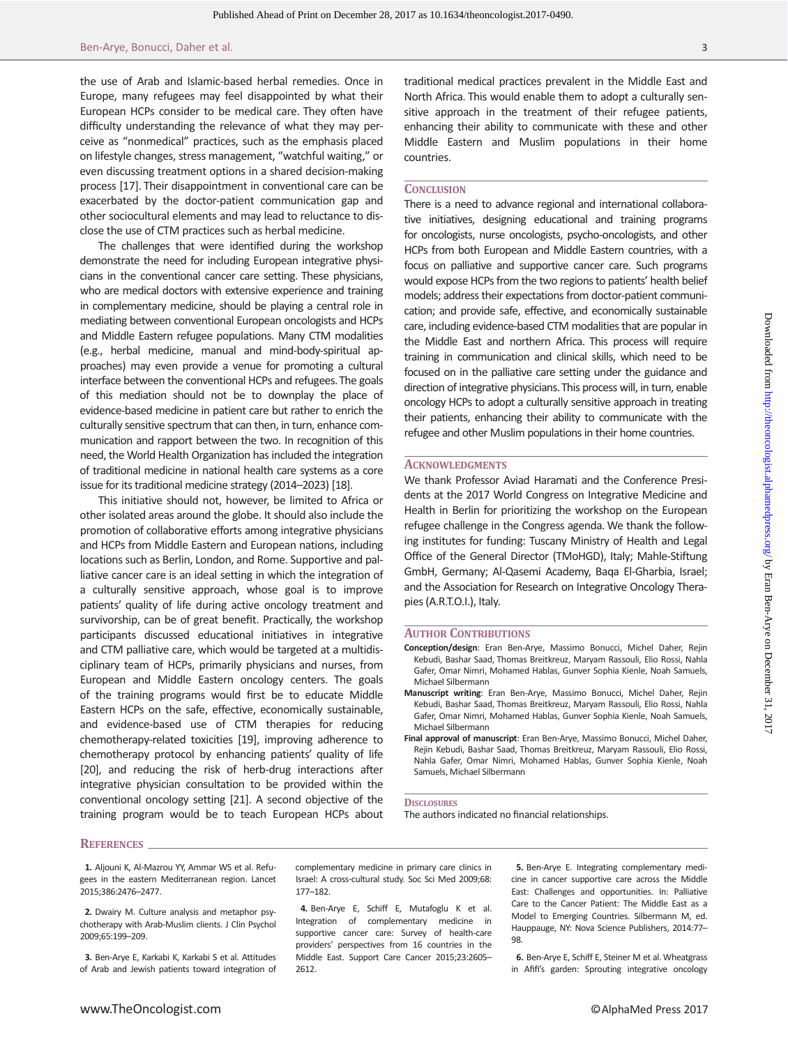the use of Arab and Islamic-based herbal remedies. Once in Europe, many refugees may feel disappointed by what their European HCPs consider to be medical care. They often have difficulty understanding the relevance of what they may perceive as "nonmedical" practices, such as the emphasis placed on lifestyle changes, stress management, "watchful waiting," or even discussing treatment options in a shared decision-making process [17]. Their disappointment in conventional care can be exacerbated by the doctor-patient communication gap and other sociocultural elements and may lead to reluctance to disclose the use of CTM practices such as herbal medicine.

The challenges that were identified during the workshop demonstrate the need for including European integrative physicians in the conventional cancer care setting. These physicians, who are medical doctors with extensive experience and training in complementary medicine, should be playing a central role in mediating between conventional European oncologists and HCPs and Middle Eastern refugee populations. Many CTM modalities (e.g., herbal medicine, manual and mind-body-spiritual approaches) may even provide a venue for promoting a cultural interface between the conventional HCPs and refugees. The goals of this mediation should not be to downplay the place of evidence-based medicine in patient care but rather to enrich the culturally sensitive spectrum that can then, in turn, enhance communication and rapport between the two. In recognition of this need, the World Health Organization has included the integration of traditional medicine in national health care systems as a core issue for its traditional medicine strategy (2014–2023) [18].

This initiative should not, however, be limited to Africa or other isolated areas around the globe. It should also include the promotion of collaborative efforts among integrative physicians and HCPs from Middle Eastern and European nations, including locations such as Berlin, London, and Rome. Supportive and palliative cancer care is an ideal setting in which the integration of a culturally sensitive approach, whose goal is to improve patients' quality of life during active oncology treatment and survivorship, can be of great benefit. Practically, the workshop participants discussed educational initiatives in integrative and CTM palliative care, which would be targeted at a multidisciplinary team of HCPs, primarily physicians and nurses, from European and Middle Eastern oncology centers. The goals of the training programs would first be to educate Middle Eastern HCPs on the safe, effective, economically sustainable, and evidence-based use of CTM therapies for reducing chemotherapy-related toxicities [19], improving adherence to chemotherapy protocol by enhancing patients' quality of life [20], and reducing the risk of herb-drug interactions after integrative physician consultation to be provided within the conventional oncology setting [21]. A second objective of the training program would be to teach European HCPs about traditional medical practices prevalent in the Middle East and North Africa. This would enable them to adopt a culturally sensitive approach in the treatment of their refugee patients, enhancing their ability to communicate with these and other Middle Eastern and Muslim populations in their home countries.

## Conclusion

There is a need to advance regional and international collaborative initiatives, designing educational and training programs for oncologists, nurse oncologists, psycho-oncologists, and other HCPs from both European and Middle Eastern countries, with a focus on palliative and supportive cancer care. Such programs would expose HCPs from the two regions to patients' health belief models; address their expectations from doctor-patient communication; and provide safe, effective, and economically sustainable care, including evidence-based CTM modalities that are popular in the Middle East and northern Africa. This process will require training in communication and clinical skills, which need to be focused on in the palliative care setting under the guidance and direction of integrative physicians. This process will, in turn, enable oncology HCPs to adopt a culturally sensitive approach in treating their patients, enhancing their ability to communicate with the refugee and other Muslim populations in their home countries.

## Acknowledgments

We thank Professor Aviad Haramati and the Conference Presidents at the 2017 World Congress on Integrative Medicine and Health in Berlin for prioritizing the workshop on the European refugee challenge in the Congress agenda. We thank the following institutes for funding: Tuscany Ministry of Health and Legal Office of the General Director (TMoHGD), Italy; Mahle-Stiftung GmbH, Germany; Al-Qasemi Academy, Baqa El-Gharbia, Israel; and the Association for Research on Integrative Oncology Therapies (A.R.T.O.I.), Italy.

## Author Contributions

**Conception/design**: Eran Ben-Arye, Massimo Bonucci, Michel Daher, Rejin Kebudi, Bashar Saad, Thomas Breitkreuz, Maryam Rassouli, Elio Rossi, Nahla Gafer, Omar Nimri, Mohamed Hablas, Gunver Sophia Kienle, Noah Samuels, Michael Silbermann

**Manuscript writing**: Eran Ben-Arye, Massimo Bonucci, Michel Daher, Rejin Kebudi, Bashar Saad, Thomas Breitkreuz, Maryam Rassouli, Elio Rossi, Nahla Gafer, Omar Nimri, Mohamed Hablas, Gunver Sophia Kienle, Noah Samuels, Michael Silbermann

**Final approval of manuscript**: Eran Ben-Arye, Massimo Bonucci, Michel Daher, Rejin Kebudi, Bashar Saad, Thomas Breitkreuz, Maryam Rassouli, Elio Rossi, Nahla Gafer, Omar Nimri, Mohamed Hablas, Gunver Sophia Kienle, Noah Samuels, Michael Silbermann

## Disclosures

The authors indicated no financial relationships.

## References

1. Aljouni K, Al-Mazrou YY, Ammar WS et al. Refugees in the eastern Mediterranean region. Lancet 2015;386:2476–2477.

2. Dwairy M. Culture analysis and metaphor psychotherapy with Arab-Muslim clients. J Clin Psychol 2009;65:199–209.

3. Ben-Arye E, Karkabi K, Karkabi S et al. Attitudes of Arab and Jewish patients toward integration of complementary medicine in primary care clinics in Israel: A cross-cultural study. Soc Sci Med 2009;68: 177–182.

4. Ben-Arye E, Schiff E, Mutafoglu K et al. Integration of complementary medicine in supportive cancer care: Survey of health-care providers' perspectives from 16 countries in the Middle East. Support Care Cancer 2015;23:2605–2612.

5. Ben-Arye E. Integrating complementary medicine in cancer supportive care across the Middle East: Challenges and opportunities. In: Palliative Care to the Cancer Patient: The Middle East as a Model to Emerging Countries. Silbermann M, ed. Hauppauge, NY: Nova Science Publishers, 2014:77–98.

6. Ben-Arye E, Schiff E, Steiner M et al. Wheatgrass in Afifi's garden: Sprouting integrative oncology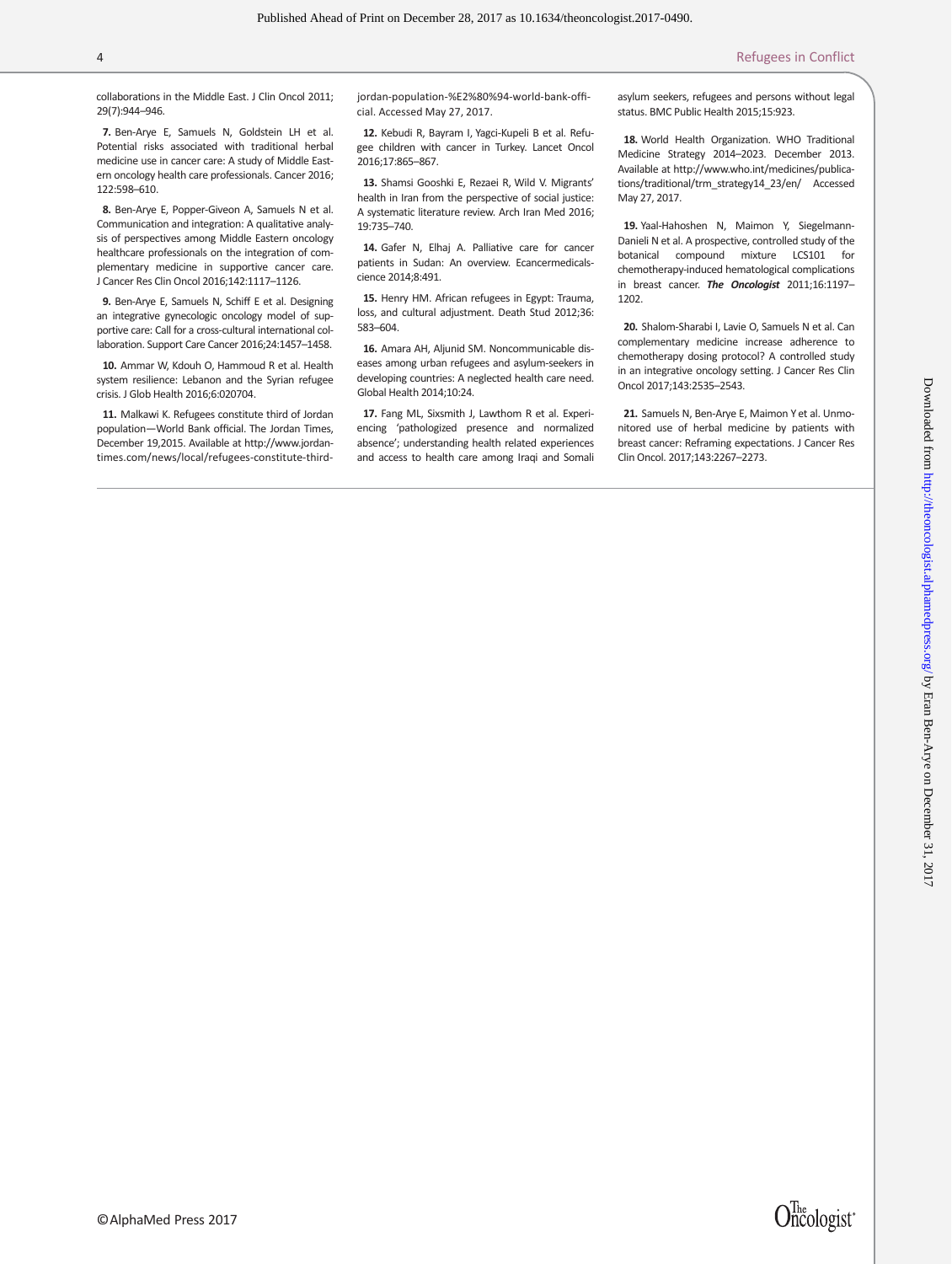collaborations in the Middle East. J Clin Oncol 2011; 29(7):944–946.

**7.** Ben-Arye E, Samuels N, Goldstein LH et al. Potential risks associated with traditional herbal medicine use in cancer care: A study of Middle Eastern oncology health care professionals. Cancer 2016; 122:598–610.

**8.** Ben-Arye E, Popper-Giveon A, Samuels N et al. Communication and integration: A qualitative analysis of perspectives among Middle Eastern oncology healthcare professionals on the integration of complementary medicine in supportive cancer care. J Cancer Res Clin Oncol 2016;142:1117–1126.

**9.** Ben-Arye E, Samuels N, Schiff E et al. Designing an integrative gynecologic oncology model of supportive care: Call for a cross-cultural international collaboration. Support Care Cancer 2016;24:1457–1458.

**10.** Ammar W, Kdouh O, Hammoud R et al. Health system resilience: Lebanon and the Syrian refugee crisis. J Glob Health 2016;6:020704.

**11.** Malkawi K. Refugees constitute third of Jordan population—World Bank official. The Jordan Times, December 19,2015. Available at http://www.jordantimes.com/news/local/refugees-constitute-third-jordan-population-%E2%80%94-world-bank-official. Accessed May 27, 2017.

**12.** Kebudi R, Bayram I, Yagci-Kupeli B et al. Refugee children with cancer in Turkey. Lancet Oncol 2016;17:865–867.

**13.** Shamsi Gooshki E, Rezaei R, Wild V. Migrants' health in Iran from the perspective of social justice: A systematic literature review. Arch Iran Med 2016; 19:735–740.

**14.** Gafer N, Elhaj A. Palliative care for cancer patients in Sudan: An overview. Ecancermedicalscience 2014;8:491.

**15.** Henry HM. African refugees in Egypt: Trauma, loss, and cultural adjustment. Death Stud 2012;36: 583–604.

**16.** Amara AH, Aljunid SM. Noncommunicable diseases among urban refugees and asylum-seekers in developing countries: A neglected health care need. Global Health 2014;10:24.

**17.** Fang ML, Sixsmith J, Lawthom R et al. Experiencing 'pathologized presence and normalized absence'; understanding health related experiences and access to health care among Iraqi and Somali asylum seekers, refugees and persons without legal status. BMC Public Health 2015;15:923.

**18.** World Health Organization. WHO Traditional Medicine Strategy 2014–2023. December 2013. Available at http://www.who.int/medicines/publications/traditional/trm_strategy14_23/en/ Accessed May 27, 2017.

**19.** Yaal-Hahoshen N, Maimon Y, Siegelmann-Danieli N et al. A prospective, controlled study of the botanical compound mixture LCS101 for chemotherapy-induced hematological complications in breast cancer. ***The Oncologist*** 2011;16:1197–1202.

**20.** Shalom-Sharabi I, Lavie O, Samuels N et al. Can complementary medicine increase adherence to chemotherapy dosing protocol? A controlled study in an integrative oncology setting. J Cancer Res Clin Oncol 2017;143:2535–2543.

**21.** Samuels N, Ben-Arye E, Maimon Y et al. Unmonitored use of herbal medicine by patients with breast cancer: Reframing expectations. J Cancer Res Clin Oncol. 2017;143:2267–2273.